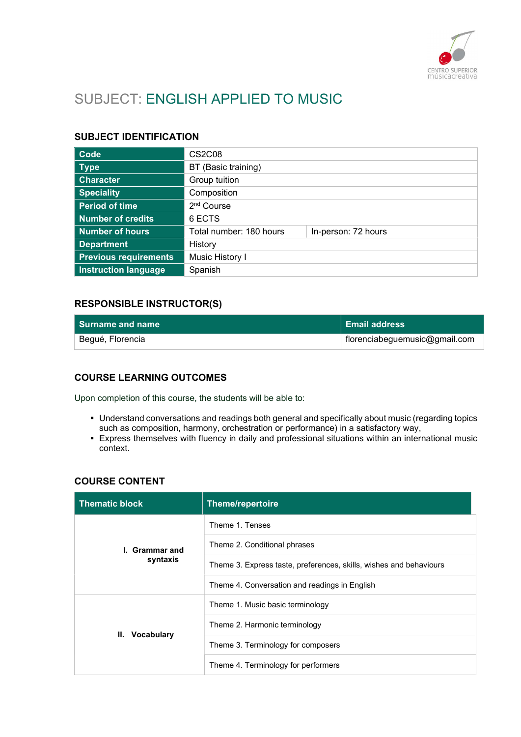# SUBJECT: ENGLISH APPLIED TO MUSIC

## SUBJECT IDENTIFICATION

| | | |
|---|---|---|
| **Code** | CS2C08 | |
| **Type** | BT (Basic training) | |
| **Character** | Group tuition | |
| **Speciality** | Composition | |
| **Period of time** | 2nd Course | |
| **Number of credits** | 6 ECTS | |
| **Number of hours** | Total number: 180 hours | In-person: 72 hours |
| **Department** | History | |
| **Previous requirements** | Music History I | |
| **Instruction language** | Spanish | |

## RESPONSIBLE INSTRUCTOR(S)

| Surname and name | Email address |
|---|---|
| Begué, Florencia | florenciabeguemusic@gmail.com |

## COURSE LEARNING OUTCOMES

Upon completion of this course, the students will be able to:

- Understand conversations and readings both general and specifically about music (regarding topics such as composition, harmony, orchestration or performance) in a satisfactory way,
- Express themselves with fluency in daily and professional situations within an international music context.

## COURSE CONTENT

| Thematic block | Theme/repertoire |
|---|---|
| I. Grammar and syntaxis | Theme 1. Tenses |
| | Theme 2. Conditional phrases |
| | Theme 3. Express taste, preferences, skills, wishes and behaviours |
| | Theme 4. Conversation and readings in English |
| II. Vocabulary | Theme 1. Music basic terminology |
| | Theme 2. Harmonic terminology |
| | Theme 3. Terminology for composers |
| | Theme 4. Terminology for performers |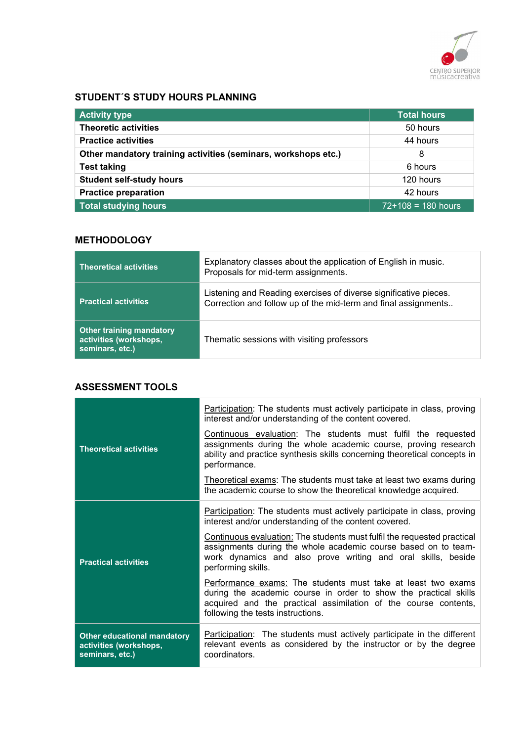## STUDENT´S STUDY HOURS PLANNING

| Activity type | Total hours |
|---|---|
| **Theoretic activities** | 50 hours |
| **Practice activities** | 44 hours |
| **Other mandatory training activities (seminars, workshops etc.)** | 8 |
| **Test taking** | 6 hours |
| **Student self-study hours** | 120 hours |
| **Practice preparation** | 42 hours |
| **Total studying hours** | 72+108 = 180 hours |

## METHODOLOGY

| | |
|---|---|
| **Theoretical activities** | Explanatory classes about the application of English in music.<br>Proposals for mid-term assignments. |
| **Practical activities** | Listening and Reading exercises of diverse significative pieces.<br>Correction and follow up of the mid-term and final assignments.. |
| **Other training mandatory activities (workshops, seminars, etc.)** | Thematic sessions with visiting professors |

## ASSESSMENT TOOLS

| | |
|---|---|
| **Theoretical activities** | Participation: The students must actively participate in class, proving interest and/or understanding of the content covered.<br>Continuous evaluation: The students must fulfil the requested assignments during the whole academic course, proving research ability and practice synthesis skills concerning theoretical concepts in performance.<br>Theoretical exams: The students must take at least two exams during the academic course to show the theoretical knowledge acquired. |
| **Practical activities** | Participation: The students must actively participate in class, proving interest and/or understanding of the content covered.<br>Continuous evaluation: The students must fulfil the requested practical assignments during the whole academic course based on to team-work dynamics and also prove writing and oral skills, beside performing skills.<br>Performance exams: The students must take at least two exams during the academic course in order to show the practical skills acquired and the practical assimilation of the course contents, following the tests instructions. |
| **Other educational mandatory activities (workshops, seminars, etc.)** | Participation: The students must actively participate in the different relevant events as considered by the instructor or by the degree coordinators. |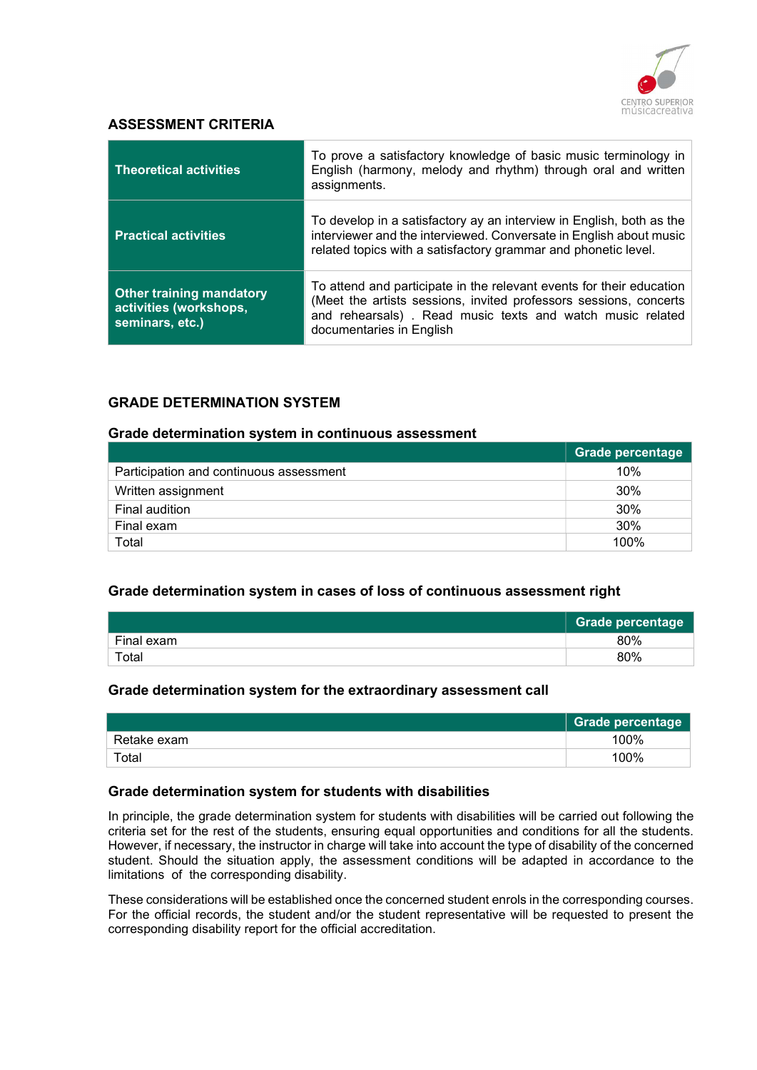## ASSESSMENT CRITERIA

| | |
|---|---|
| **Theoretical activities** | To prove a satisfactory knowledge of basic music terminology in English (harmony, melody and rhythm) through oral and written assignments. |
| **Practical activities** | To develop in a satisfactory ay an interview in English, both as the interviewer and the interviewed. Conversate in English about music related topics with a satisfactory grammar and phonetic level. |
| **Other training mandatory activities (workshops, seminars, etc.)** | To attend and participate in the relevant events for their education (Meet the artists sessions, invited professors sessions, concerts and rehearsals) . Read music texts and watch music related documentaries in English |

## GRADE DETERMINATION SYSTEM

### Grade determination system in continuous assessment

| | Grade percentage |
|---|---|
| Participation and continuous assessment | 10% |
| Written assignment | 30% |
| Final audition | 30% |
| Final exam | 30% |
| Total | 100% |

### Grade determination system in cases of loss of continuous assessment right

| | Grade percentage |
|---|---|
| Final exam | 80% |
| Total | 80% |

### Grade determination system for the extraordinary assessment call

| | Grade percentage |
|---|---|
| Retake exam | 100% |
| Total | 100% |

### Grade determination system for students with disabilities

In principle, the grade determination system for students with disabilities will be carried out following the criteria set for the rest of the students, ensuring equal opportunities and conditions for all the students. However, if necessary, the instructor in charge will take into account the type of disability of the concerned student. Should the situation apply, the assessment conditions will be adapted in accordance to the limitations of the corresponding disability.

These considerations will be established once the concerned student enrols in the corresponding courses. For the official records, the student and/or the student representative will be requested to present the corresponding disability report for the official accreditation.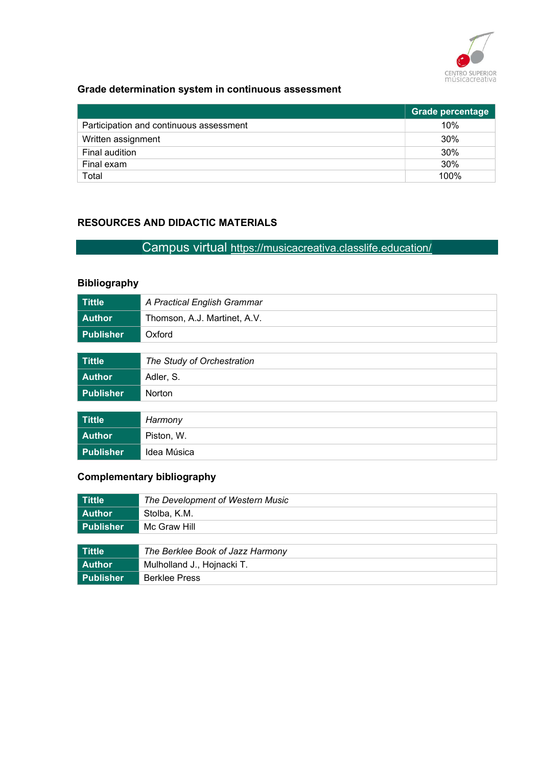### Grade determination system in continuous assessment

| | Grade percentage |
|---|---|
| Participation and continuous assessment | 10% |
| Written assignment | 30% |
| Final audition | 30% |
| Final exam | 30% |
| Total | 100% |

## RESOURCES AND DIDACTIC MATERIALS

Campus virtual https://musicacreativa.classlife.education/

### Bibliography

| | |
|---|---|
| **Tittle** | *A Practical English Grammar* |
| **Author** | Thomson, A.J. Martinet, A.V. |
| **Publisher** | Oxford |

| | |
|---|---|
| **Tittle** | *The Study of Orchestration* |
| **Author** | Adler, S. |
| **Publisher** | Norton |

| | |
|---|---|
| **Tittle** | *Harmony* |
| **Author** | Piston, W. |
| **Publisher** | Idea Música |

### Complementary bibliography

| | |
|---|---|
| **Tittle** | *The Development of Western Music* |
| **Author** | Stolba, K.M. |
| **Publisher** | Mc Graw Hill |

| | |
|---|---|
| **Tittle** | *The Berklee Book of Jazz Harmony* |
| **Author** | Mulholland J., Hojnacki T. |
| **Publisher** | Berklee Press |